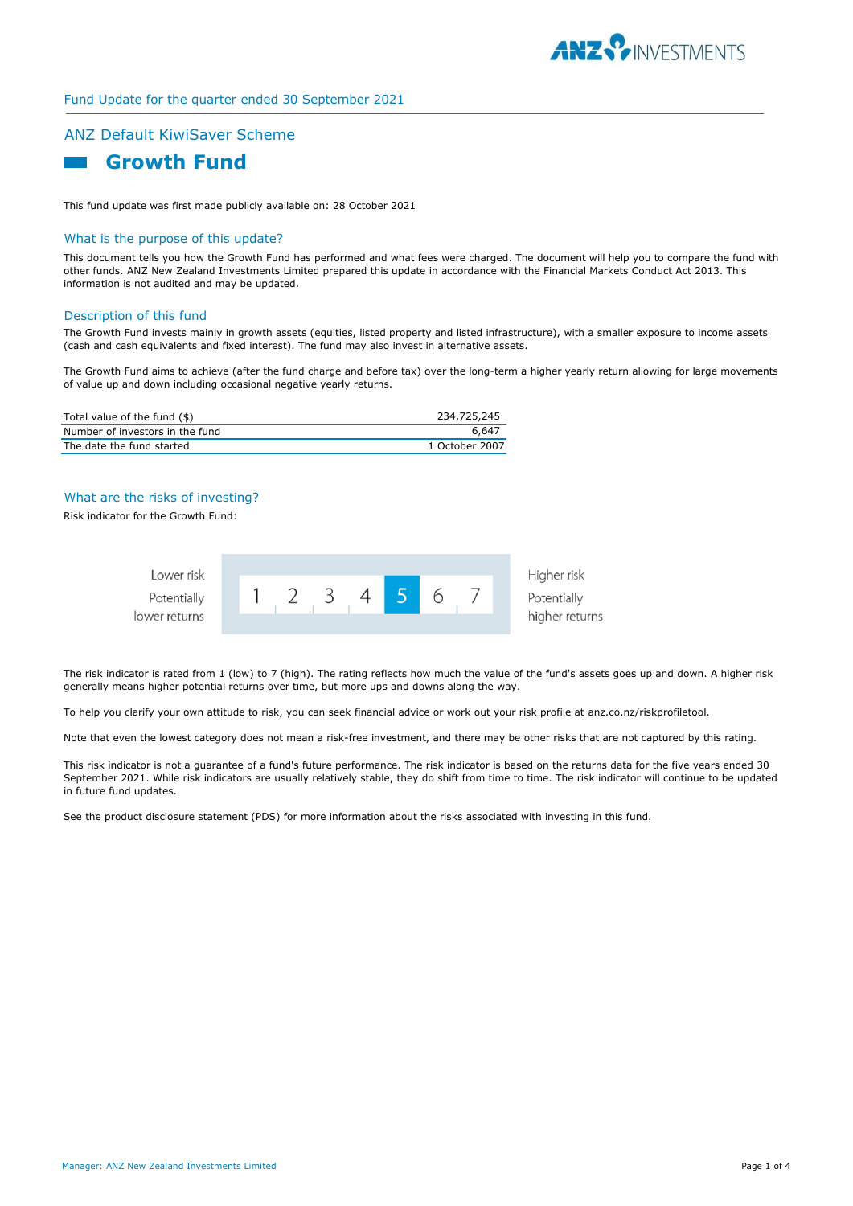Fund Update for the quarter ended 30 September 2021

## ANZ Default KiwiSaver Scheme

# Growth Fund

This fund update was first made publicly available on: 28 October 2021

## What is the purpose of this update?

This document tells you how the Growth Fund has performed and what fees were charged. The document will help you to compare the fund with other funds. ANZ New Zealand Investments Limited prepared this update in accordance with the Financial Markets Conduct Act 2013. This information is not audited and may be updated.

## Description of this fund

The Growth Fund invests mainly in growth assets (equities, listed property and listed infrastructure), with a smaller exposure to income assets (cash and cash equivalents and fixed interest). The fund may also invest in alternative assets.

The Growth Fund aims to achieve (after the fund charge and before tax) over the long-term a higher yearly return allowing for large movements of value up and down including occasional negative yearly returns.

| | |
|---|---|
| Total value of the fund ($) | 234,725,245 |
| Number of investors in the fund | 6,647 |
| The date the fund started | 1 October 2007 |

## What are the risks of investing?

Risk indicator for the Growth Fund:

| Lower risk<br>Potentially lower returns | 1 | 2 | 3 | 4 | **5** | 6 | 7 | Higher risk<br>Potentially higher returns |
|---|---|---|---|---|---|---|---|---|

The risk indicator is rated from 1 (low) to 7 (high). The rating reflects how much the value of the fund's assets goes up and down. A higher risk generally means higher potential returns over time, but more ups and downs along the way.

To help you clarify your own attitude to risk, you can seek financial advice or work out your risk profile at anz.co.nz/riskprofiletool.

Note that even the lowest category does not mean a risk-free investment, and there may be other risks that are not captured by this rating.

This risk indicator is not a guarantee of a fund's future performance. The risk indicator is based on the returns data for the five years ended 30 September 2021. While risk indicators are usually relatively stable, they do shift from time to time. The risk indicator will continue to be updated in future fund updates.

See the product disclosure statement (PDS) for more information about the risks associated with investing in this fund.

Manager: ANZ New Zealand Investments Limited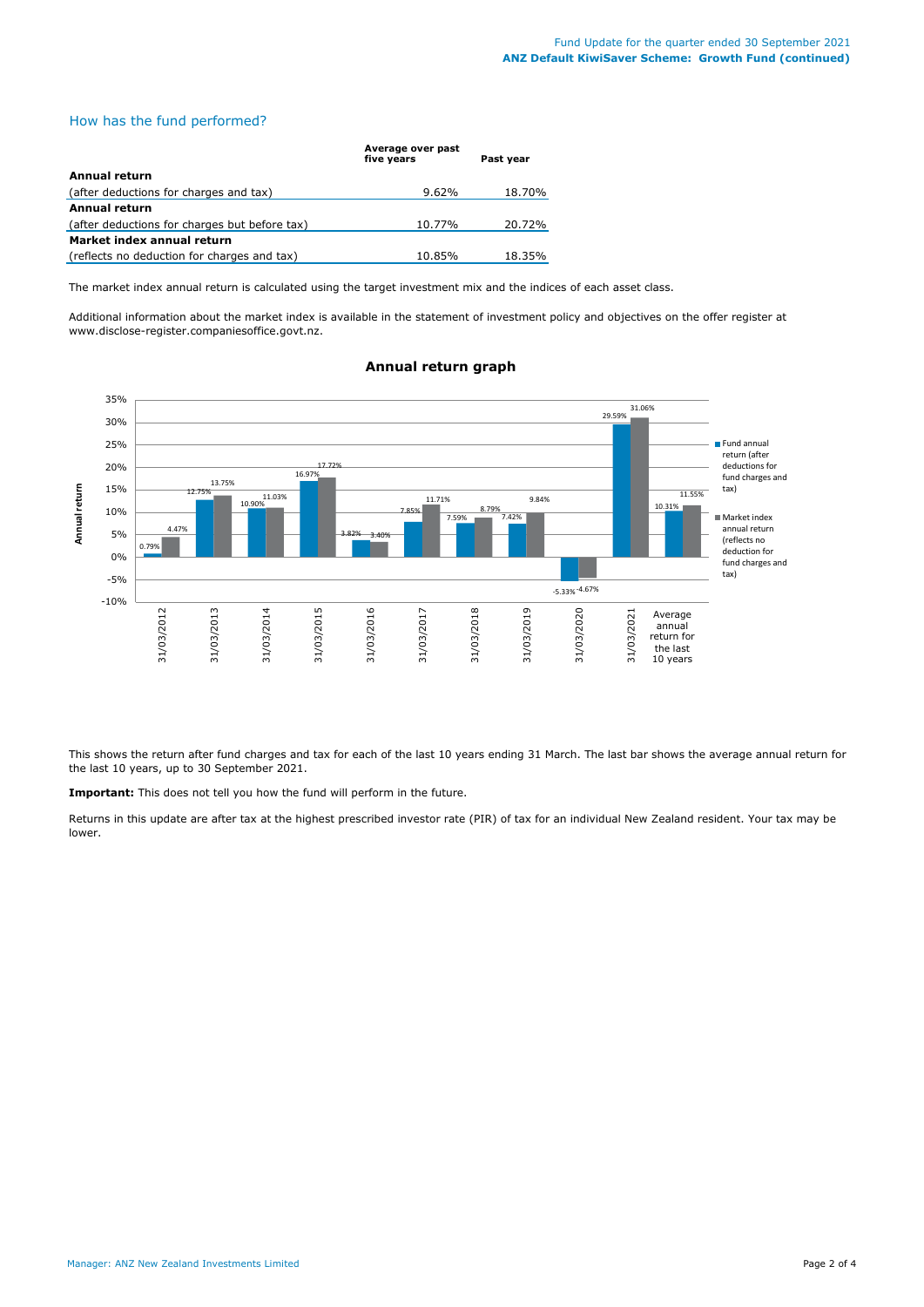## How has the fund performed?

| | Average over past five years | Past year |
|---|---|---|
| **Annual return** | | |
| (after deductions for charges and tax) | 9.62% | 18.70% |
| **Annual return** | | |
| (after deductions for charges but before tax) | 10.77% | 20.72% |
| **Market index annual return** | | |
| (reflects no deduction for charges and tax) | 10.85% | 18.35% |

The market index annual return is calculated using the target investment mix and the indices of each asset class.

Additional information about the market index is available in the statement of investment policy and objectives on the offer register at www.disclose-register.companiesoffice.govt.nz.

**Annual return graph**

| | Fund annual return (after deductions for fund charges and tax) | Market index annual return (reflects no deduction for fund charges and tax) |
|---|---|---|
| 31/03/2012 | 0.79% | 4.47% |
| 31/03/2013 | 12.75% | 13.75% |
| 31/03/2014 | 10.90% | 11.03% |
| 31/03/2015 | 16.97% | 17.72% |
| 31/03/2016 | 3.82% | 3.40% |
| 31/03/2017 | 7.85% | 11.71% |
| 31/03/2018 | 7.59% | 8.79% |
| 31/03/2019 | 7.42% | 9.84% |
| 31/03/2020 | -5.33% | -4.67% |
| 31/03/2021 | 29.59% | 31.06% |
| Average annual return for the last 10 years | 10.31% | 11.55% |

This shows the return after fund charges and tax for each of the last 10 years ending 31 March. The last bar shows the average annual return for the last 10 years, up to 30 September 2021.

**Important:** This does not tell you how the fund will perform in the future.

Returns in this update are after tax at the highest prescribed investor rate (PIR) of tax for an individual New Zealand resident. Your tax may be lower.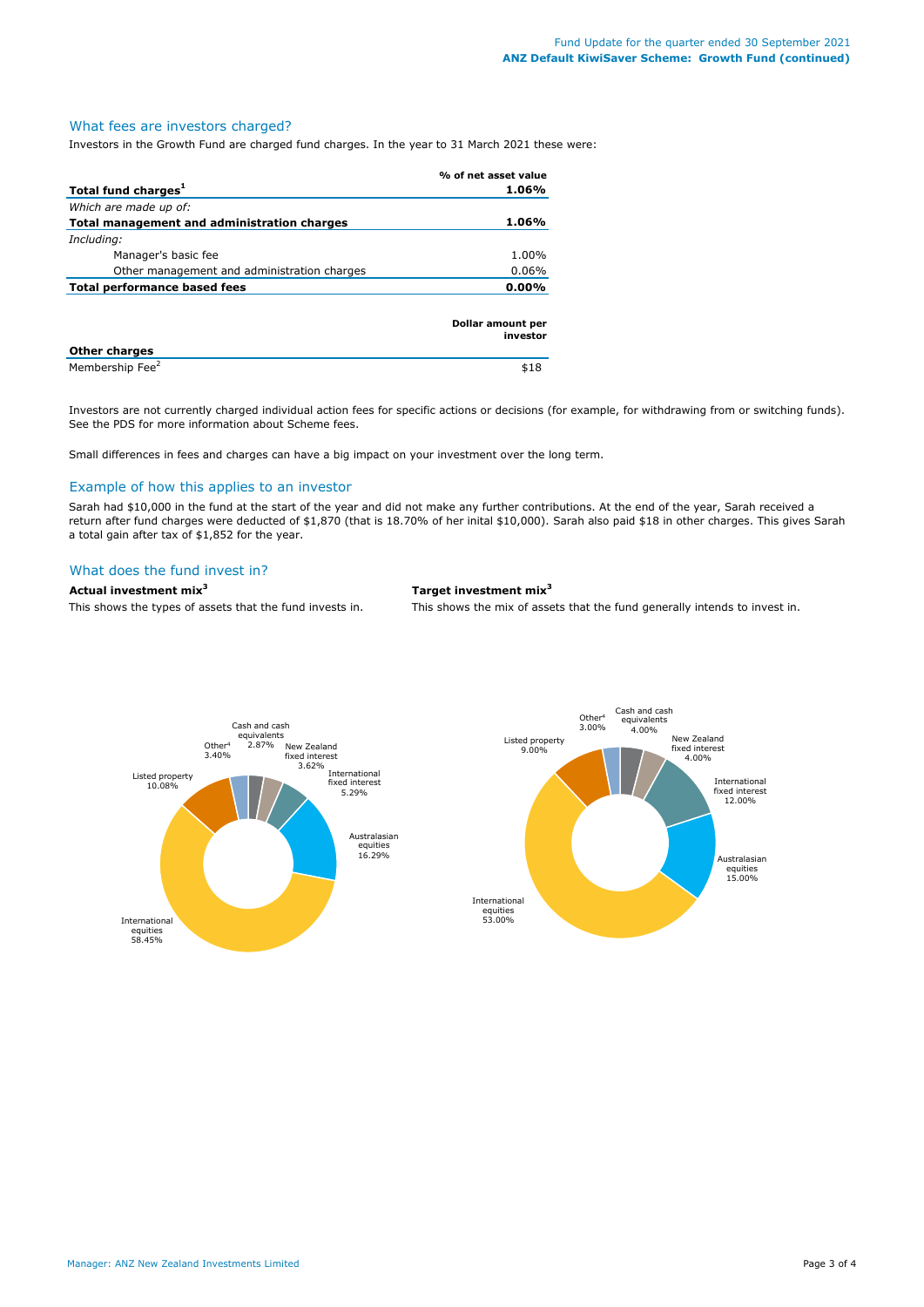## What fees are investors charged?

Investors in the Growth Fund are charged fund charges. In the year to 31 March 2021 these were:

| | % of net asset value |
|---|---|
| **Total fund charges[1]** | **1.06%** |
| *Which are made up of:* | |
| **Total management and administration charges** | **1.06%** |
| *Including:* | |
| Manager's basic fee | 1.00% |
| Other management and administration charges | 0.06% |
| **Total performance based fees** | **0.00%** |

| | Dollar amount per investor |
|---|---|
| **Other charges** | |
| Membership Fee[2] | $18 |

Investors are not currently charged individual action fees for specific actions or decisions (for example, for withdrawing from or switching funds). See the PDS for more information about Scheme fees.

Small differences in fees and charges can have a big impact on your investment over the long term.

## Example of how this applies to an investor

Sarah had $10,000 in the fund at the start of the year and did not make any further contributions. At the end of the year, Sarah received a return after fund charges were deducted of $1,870 (that is 18.70% of her inital $10,000). Sarah also paid $18 in other charges. This gives Sarah a total gain after tax of $1,852 for the year.

## What does the fund invest in?

**Actual investment mix[3]**

This shows the types of assets that the fund invests in.

| Asset | Actual |
|---|---|
| Cash and cash equivalents | 2.87% |
| New Zealand fixed interest | 3.62% |
| International fixed interest | 5.29% |
| Australasian equities | 16.29% |
| International equities | 58.45% |
| Listed property | 10.08% |
| Other[4] | 3.40% |

**Target investment mix[3]**

This shows the mix of assets that the fund generally intends to invest in.

| Asset | Target |
|---|---|
| Cash and cash equivalents | 4.00% |
| New Zealand fixed interest | 4.00% |
| International fixed interest | 12.00% |
| Australasian equities | 15.00% |
| International equities | 53.00% |
| Listed property | 9.00% |
| Other[4] | 3.00% |

Manager: ANZ New Zealand Investments Limited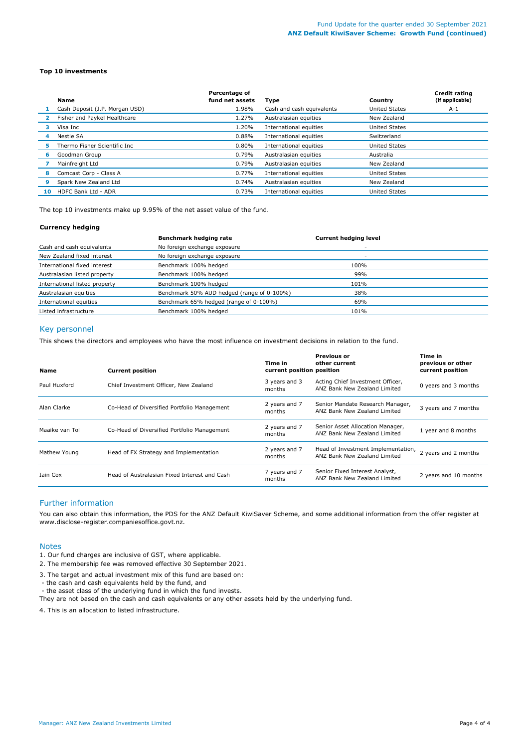### Top 10 investments

| | Name | Percentage of fund net assets | Type | Country | Credit rating (if applicable) |
|---|---|---|---|---|---|
| 1 | Cash Deposit (J.P. Morgan USD) | 1.98% | Cash and cash equivalents | United States | A-1 |
| 2 | Fisher and Paykel Healthcare | 1.27% | Australasian equities | New Zealand | |
| 3 | Visa Inc | 1.20% | International equities | United States | |
| 4 | Nestle SA | 0.88% | International equities | Switzerland | |
| 5 | Thermo Fisher Scientific Inc | 0.80% | International equities | United States | |
| 6 | Goodman Group | 0.79% | Australasian equities | Australia | |
| 7 | Mainfreight Ltd | 0.79% | Australasian equities | New Zealand | |
| 8 | Comcast Corp - Class A | 0.77% | International equities | United States | |
| 9 | Spark New Zealand Ltd | 0.74% | Australasian equities | New Zealand | |
| 10 | HDFC Bank Ltd - ADR | 0.73% | International equities | United States | |

The top 10 investments make up 9.95% of the net asset value of the fund.

### Currency hedging

| | Benchmark hedging rate | Current hedging level |
|---|---|---|
| Cash and cash equivalents | No foreign exchange exposure | - |
| New Zealand fixed interest | No foreign exchange exposure | - |
| International fixed interest | Benchmark 100% hedged | 100% |
| Australasian listed property | Benchmark 100% hedged | 99% |
| International listed property | Benchmark 100% hedged | 101% |
| Australasian equities | Benchmark 50% AUD hedged (range of 0-100%) | 38% |
| International equities | Benchmark 65% hedged (range of 0-100%) | 69% |
| Listed infrastructure | Benchmark 100% hedged | 101% |

## Key personnel

This shows the directors and employees who have the most influence on investment decisions in relation to the fund.

| Name | Current position | Time in current position | Previous or other current position | Time in previous or other current position |
|---|---|---|---|---|
| Paul Huxford | Chief Investment Officer, New Zealand | 3 years and 3 months | Acting Chief Investment Officer, ANZ Bank New Zealand Limited | 0 years and 3 months |
| Alan Clarke | Co-Head of Diversified Portfolio Management | 2 years and 7 months | Senior Mandate Research Manager, ANZ Bank New Zealand Limited | 3 years and 7 months |
| Maaike van Tol | Co-Head of Diversified Portfolio Management | 2 years and 7 months | Senior Asset Allocation Manager, ANZ Bank New Zealand Limited | 1 year and 8 months |
| Mathew Young | Head of FX Strategy and Implementation | 2 years and 7 months | Head of Investment Implementation, ANZ Bank New Zealand Limited | 2 years and 2 months |
| Iain Cox | Head of Australasian Fixed Interest and Cash | 7 years and 7 months | Senior Fixed Interest Analyst, ANZ Bank New Zealand Limited | 2 years and 10 months |

## Further information

You can also obtain this information, the PDS for the ANZ Default KiwiSaver Scheme, and some additional information from the offer register at www.disclose-register.companiesoffice.govt.nz.

## Notes

1. Our fund charges are inclusive of GST, where applicable.
2. The membership fee was removed effective 30 September 2021.
3. The target and actual investment mix of this fund are based on:
   - the cash and cash equivalents held by the fund, and
   - the asset class of the underlying fund in which the fund invests.

   They are not based on the cash and cash equivalents or any other assets held by the underlying fund.
4. This is an allocation to listed infrastructure.

Manager: ANZ New Zealand Investments Limited